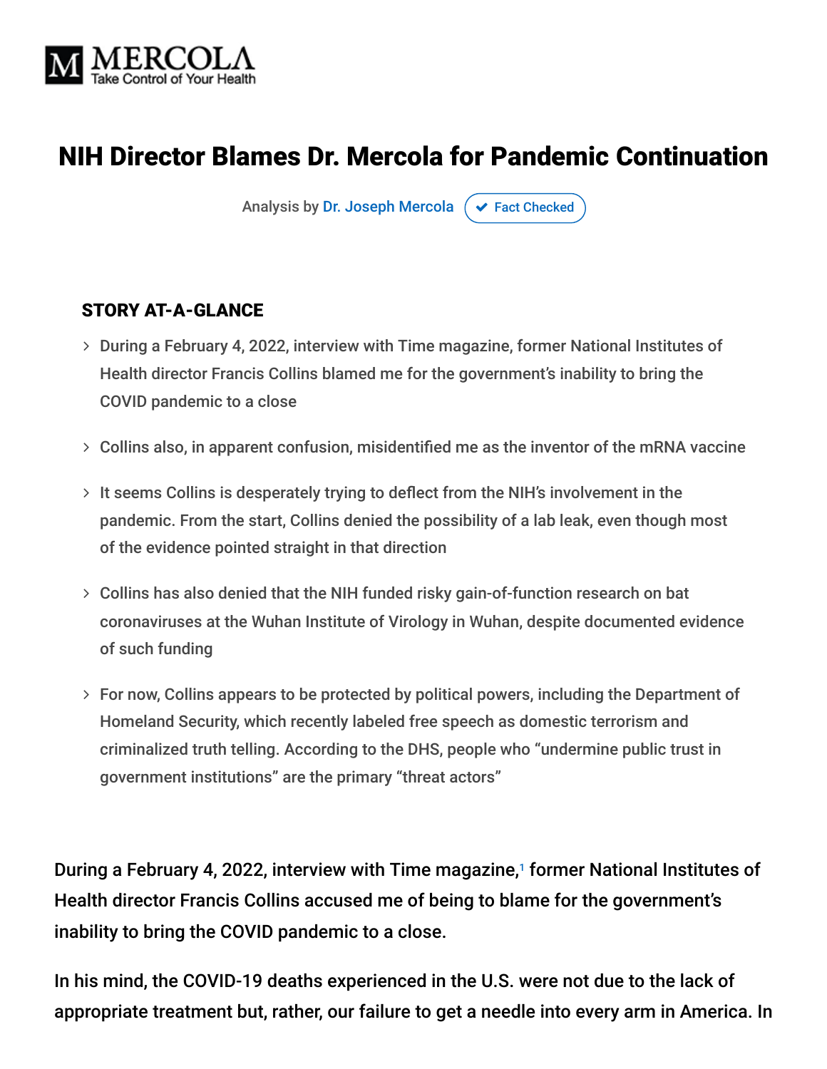MERCOLA
Take Control of Your Health

# NIH Director Blames Dr. Mercola for Pandemic Continuation

Analysis by Dr. Joseph Mercola  Fact Checked

## STORY AT-A-GLANCE

- During a February 4, 2022, interview with Time magazine, former National Institutes of Health director Francis Collins blamed me for the government's inability to bring the COVID pandemic to a close
- Collins also, in apparent confusion, misidentified me as the inventor of the mRNA vaccine
- It seems Collins is desperately trying to deflect from the NIH's involvement in the pandemic. From the start, Collins denied the possibility of a lab leak, even though most of the evidence pointed straight in that direction
- Collins has also denied that the NIH funded risky gain-of-function research on bat coronaviruses at the Wuhan Institute of Virology in Wuhan, despite documented evidence of such funding
- For now, Collins appears to be protected by political powers, including the Department of Homeland Security, which recently labeled free speech as domestic terrorism and criminalized truth telling. According to the DHS, people who "undermine public trust in government institutions" are the primary "threat actors"

During a February 4, 2022, interview with Time magazine,[1] former National Institutes of Health director Francis Collins accused me of being to blame for the government's inability to bring the COVID pandemic to a close.

In his mind, the COVID-19 deaths experienced in the U.S. were not due to the lack of appropriate treatment but, rather, our failure to get a needle into every arm in America. In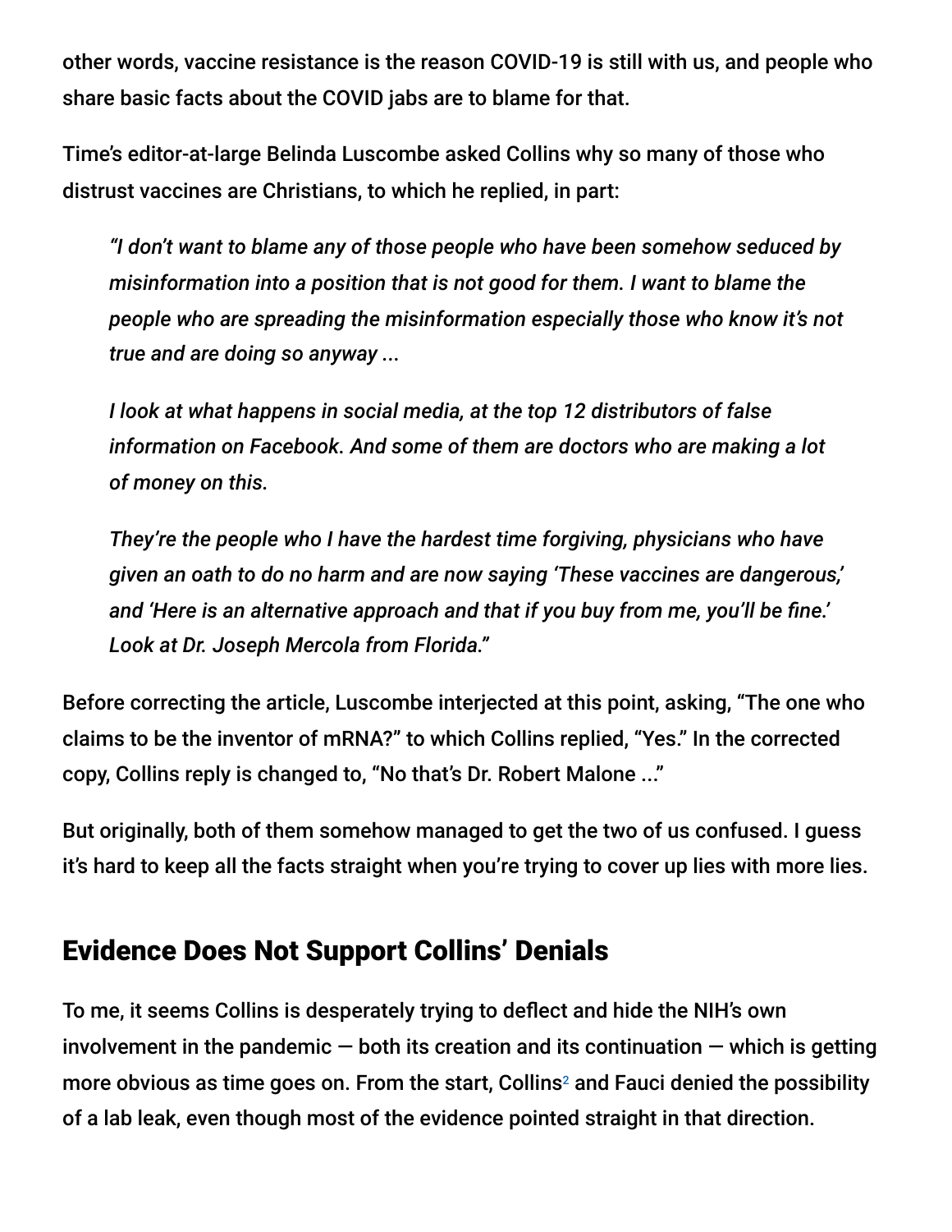other words, vaccine resistance is the reason COVID-19 is still with us, and people who share basic facts about the COVID jabs are to blame for that.

Time's editor-at-large Belinda Luscombe asked Collins why so many of those who distrust vaccines are Christians, to which he replied, in part:

> *"I don't want to blame any of those people who have been somehow seduced by misinformation into a position that is not good for them. I want to blame the people who are spreading the misinformation especially those who know it's not true and are doing so anyway ...*
>
> *I look at what happens in social media, at the top 12 distributors of false information on Facebook. And some of them are doctors who are making a lot of money on this.*
>
> *They're the people who I have the hardest time forgiving, physicians who have given an oath to do no harm and are now saying 'These vaccines are dangerous,' and 'Here is an alternative approach and that if you buy from me, you'll be fine.' Look at Dr. Joseph Mercola from Florida."*

Before correcting the article, Luscombe interjected at this point, asking, "The one who claims to be the inventor of mRNA?" to which Collins replied, "Yes." In the corrected copy, Collins reply is changed to, "No that's Dr. Robert Malone ..."

But originally, both of them somehow managed to get the two of us confused. I guess it's hard to keep all the facts straight when you're trying to cover up lies with more lies.

## Evidence Does Not Support Collins' Denials

To me, it seems Collins is desperately trying to deflect and hide the NIH's own involvement in the pandemic — both its creation and its continuation — which is getting more obvious as time goes on. From the start, Collins[2] and Fauci denied the possibility of a lab leak, even though most of the evidence pointed straight in that direction.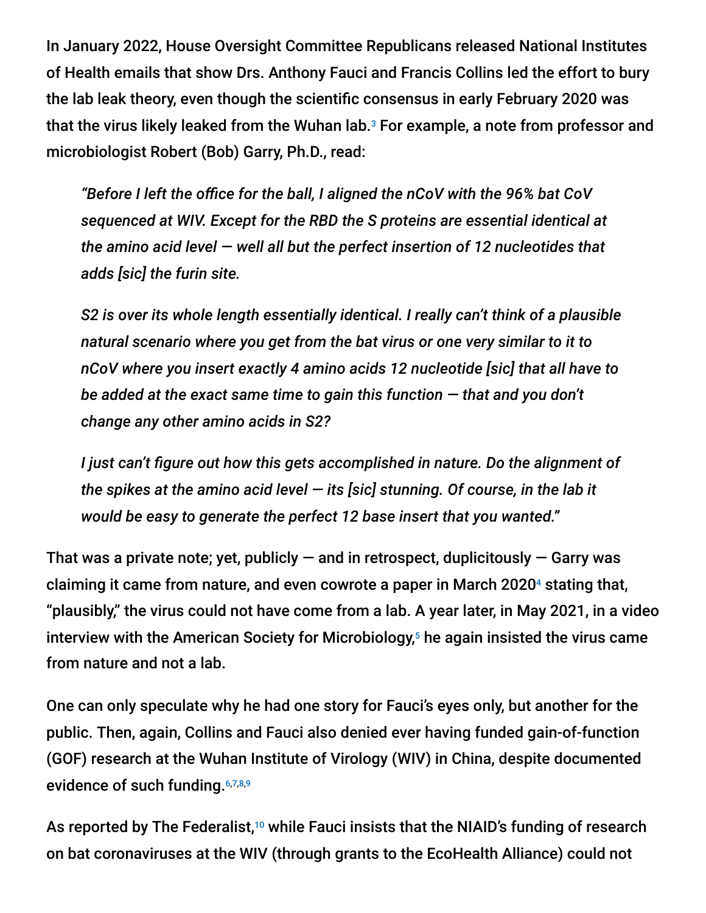In January 2022, House Oversight Committee Republicans released National Institutes of Health emails that show Drs. Anthony Fauci and Francis Collins led the effort to bury the lab leak theory, even though the scientific consensus in early February 2020 was that the virus likely leaked from the Wuhan lab.[3] For example, a note from professor and microbiologist Robert (Bob) Garry, Ph.D., read:

> *"Before I left the office for the ball, I aligned the nCoV with the 96% bat CoV sequenced at WIV. Except for the RBD the S proteins are essential identical at the amino acid level — well all but the perfect insertion of 12 nucleotides that adds [sic] the furin site.*
>
> *S2 is over its whole length essentially identical. I really can't think of a plausible natural scenario where you get from the bat virus or one very similar to it to nCoV where you insert exactly 4 amino acids 12 nucleotide [sic] that all have to be added at the exact same time to gain this function — that and you don't change any other amino acids in S2?*
>
> *I just can't figure out how this gets accomplished in nature. Do the alignment of the spikes at the amino acid level — its [sic] stunning. Of course, in the lab it would be easy to generate the perfect 12 base insert that you wanted."*

That was a private note; yet, publicly — and in retrospect, duplicitously — Garry was claiming it came from nature, and even cowrote a paper in March 2020[4] stating that, "plausibly," the virus could not have come from a lab. A year later, in May 2021, in a video interview with the American Society for Microbiology,[5] he again insisted the virus came from nature and not a lab.

One can only speculate why he had one story for Fauci's eyes only, but another for the public. Then, again, Collins and Fauci also denied ever having funded gain-of-function (GOF) research at the Wuhan Institute of Virology (WIV) in China, despite documented evidence of such funding.[6,7,8,9]

As reported by The Federalist,[10] while Fauci insists that the NIAID's funding of research on bat coronaviruses at the WIV (through grants to the EcoHealth Alliance) could not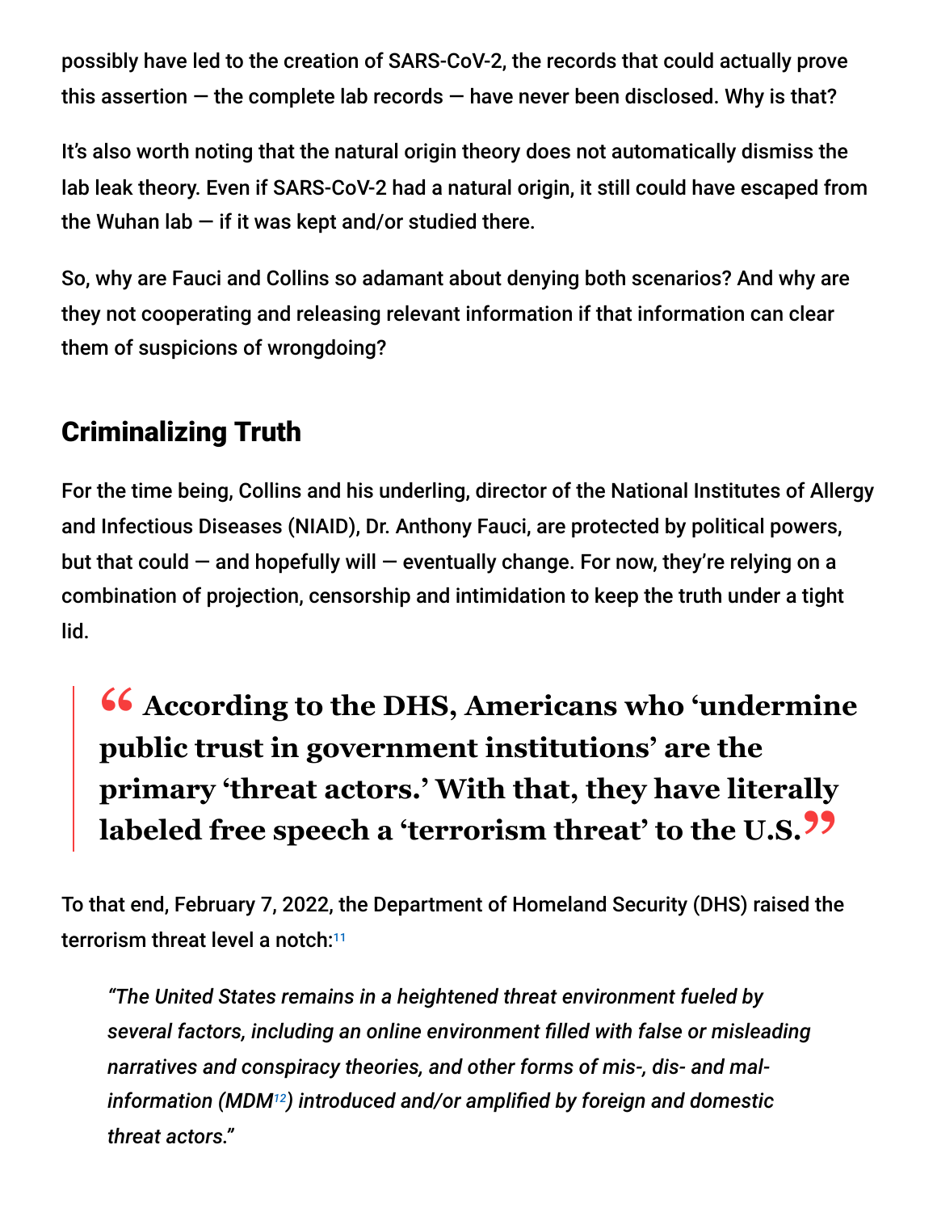possibly have led to the creation of SARS-CoV-2, the records that could actually prove this assertion — the complete lab records — have never been disclosed. Why is that?

It's also worth noting that the natural origin theory does not automatically dismiss the lab leak theory. Even if SARS-CoV-2 had a natural origin, it still could have escaped from the Wuhan lab — if it was kept and/or studied there.

So, why are Fauci and Collins so adamant about denying both scenarios? And why are they not cooperating and releasing relevant information if that information can clear them of suspicions of wrongdoing?

## Criminalizing Truth

For the time being, Collins and his underling, director of the National Institutes of Allergy and Infectious Diseases (NIAID), Dr. Anthony Fauci, are protected by political powers, but that could — and hopefully will — eventually change. For now, they're relying on a combination of projection, censorship and intimidation to keep the truth under a tight lid.

> **"According to the DHS, Americans who 'undermine public trust in government institutions' are the primary 'threat actors.' With that, they have literally labeled free speech a 'terrorism threat' to the U.S."**

To that end, February 7, 2022, the Department of Homeland Security (DHS) raised the terrorism threat level a notch:[11]

> *"The United States remains in a heightened threat environment fueled by several factors, including an online environment filled with false or misleading narratives and conspiracy theories, and other forms of mis-, dis- and mal-information (MDM[12]) introduced and/or amplified by foreign and domestic threat actors."*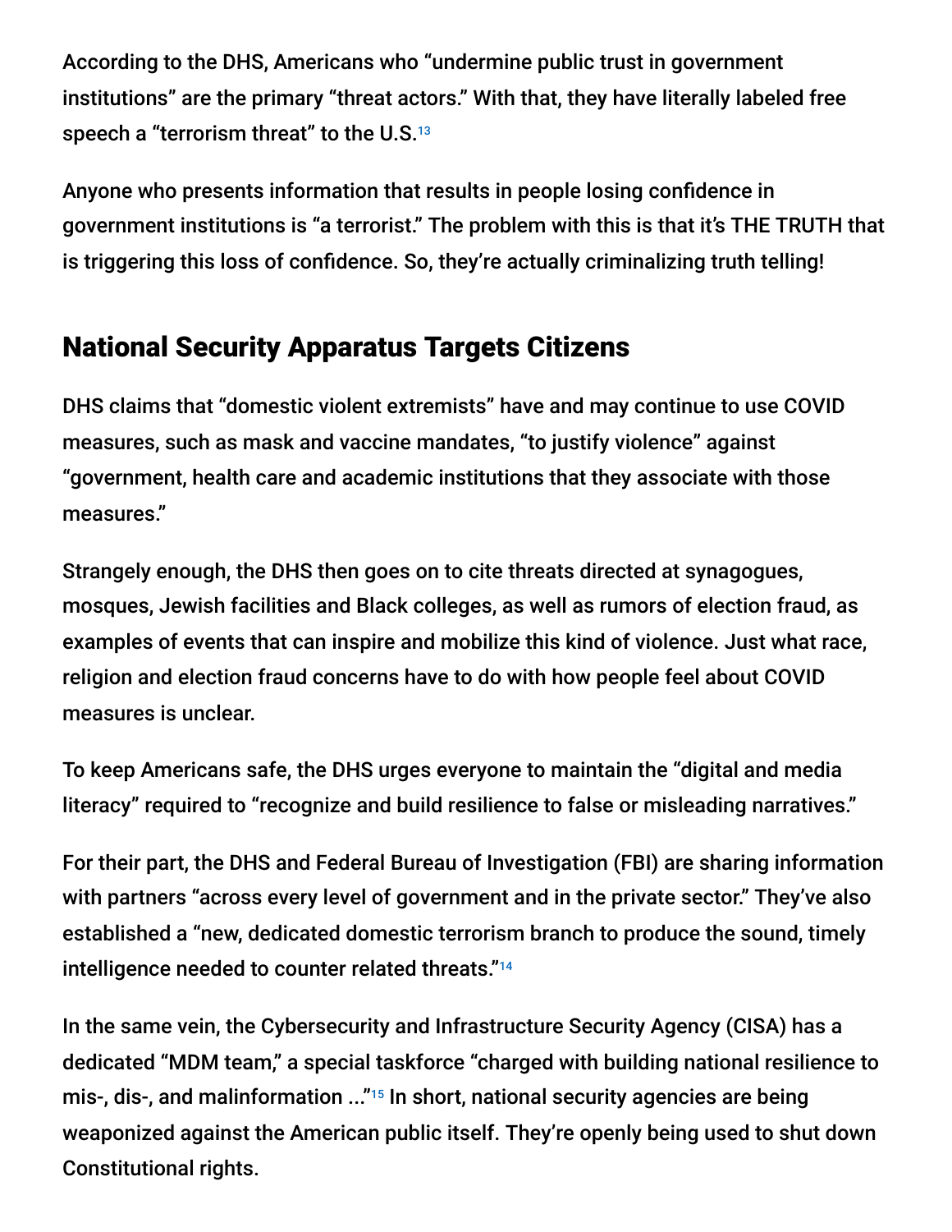According to the DHS, Americans who "undermine public trust in government institutions" are the primary "threat actors." With that, they have literally labeled free speech a "terrorism threat" to the U.S.[13]

Anyone who presents information that results in people losing confidence in government institutions is "a terrorist." The problem with this is that it's THE TRUTH that is triggering this loss of confidence. So, they're actually criminalizing truth telling!

## National Security Apparatus Targets Citizens

DHS claims that "domestic violent extremists" have and may continue to use COVID measures, such as mask and vaccine mandates, "to justify violence" against "government, health care and academic institutions that they associate with those measures."

Strangely enough, the DHS then goes on to cite threats directed at synagogues, mosques, Jewish facilities and Black colleges, as well as rumors of election fraud, as examples of events that can inspire and mobilize this kind of violence. Just what race, religion and election fraud concerns have to do with how people feel about COVID measures is unclear.

To keep Americans safe, the DHS urges everyone to maintain the "digital and media literacy" required to "recognize and build resilience to false or misleading narratives."

For their part, the DHS and Federal Bureau of Investigation (FBI) are sharing information with partners "across every level of government and in the private sector." They've also established a "new, dedicated domestic terrorism branch to produce the sound, timely intelligence needed to counter related threats."[14]

In the same vein, the Cybersecurity and Infrastructure Security Agency (CISA) has a dedicated "MDM team," a special taskforce "charged with building national resilience to mis-, dis-, and malinformation ..."[15] In short, national security agencies are being weaponized against the American public itself. They're openly being used to shut down Constitutional rights.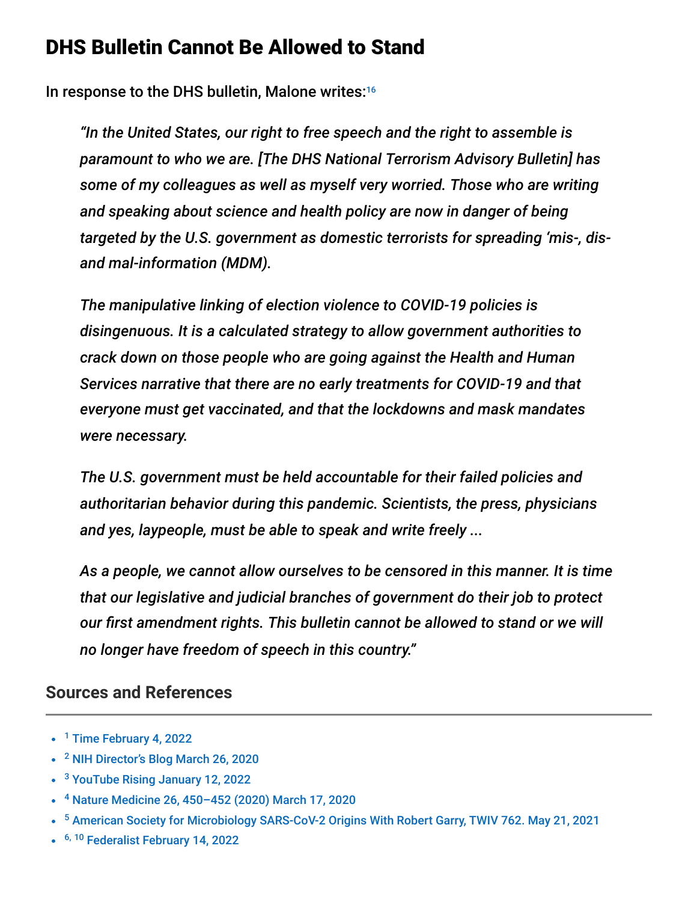## DHS Bulletin Cannot Be Allowed to Stand

In response to the DHS bulletin, Malone writes:[16]

> *"In the United States, our right to free speech and the right to assemble is paramount to who we are. [The DHS National Terrorism Advisory Bulletin] has some of my colleagues as well as myself very worried. Those who are writing and speaking about science and health policy are now in danger of being targeted by the U.S. government as domestic terrorists for spreading 'mis-, dis- and mal-information (MDM).*
>
> *The manipulative linking of election violence to COVID-19 policies is disingenuous. It is a calculated strategy to allow government authorities to crack down on those people who are going against the Health and Human Services narrative that there are no early treatments for COVID-19 and that everyone must get vaccinated, and that the lockdowns and mask mandates were necessary.*
>
> *The U.S. government must be held accountable for their failed policies and authoritarian behavior during this pandemic. Scientists, the press, physicians and yes, laypeople, must be able to speak and write freely ...*
>
> *As a people, we cannot allow ourselves to be censored in this manner. It is time that our legislative and judicial branches of government do their job to protect our first amendment rights. This bulletin cannot be allowed to stand or we will no longer have freedom of speech in this country."*

### Sources and References

- [1] Time February 4, 2022
- [2] NIH Director's Blog March 26, 2020
- [3] YouTube Rising January 12, 2022
- [4] Nature Medicine 26, 450–452 (2020) March 17, 2020
- [5] American Society for Microbiology SARS-CoV-2 Origins With Robert Garry, TWIV 762. May 21, 2021
- [6, 10] Federalist February 14, 2022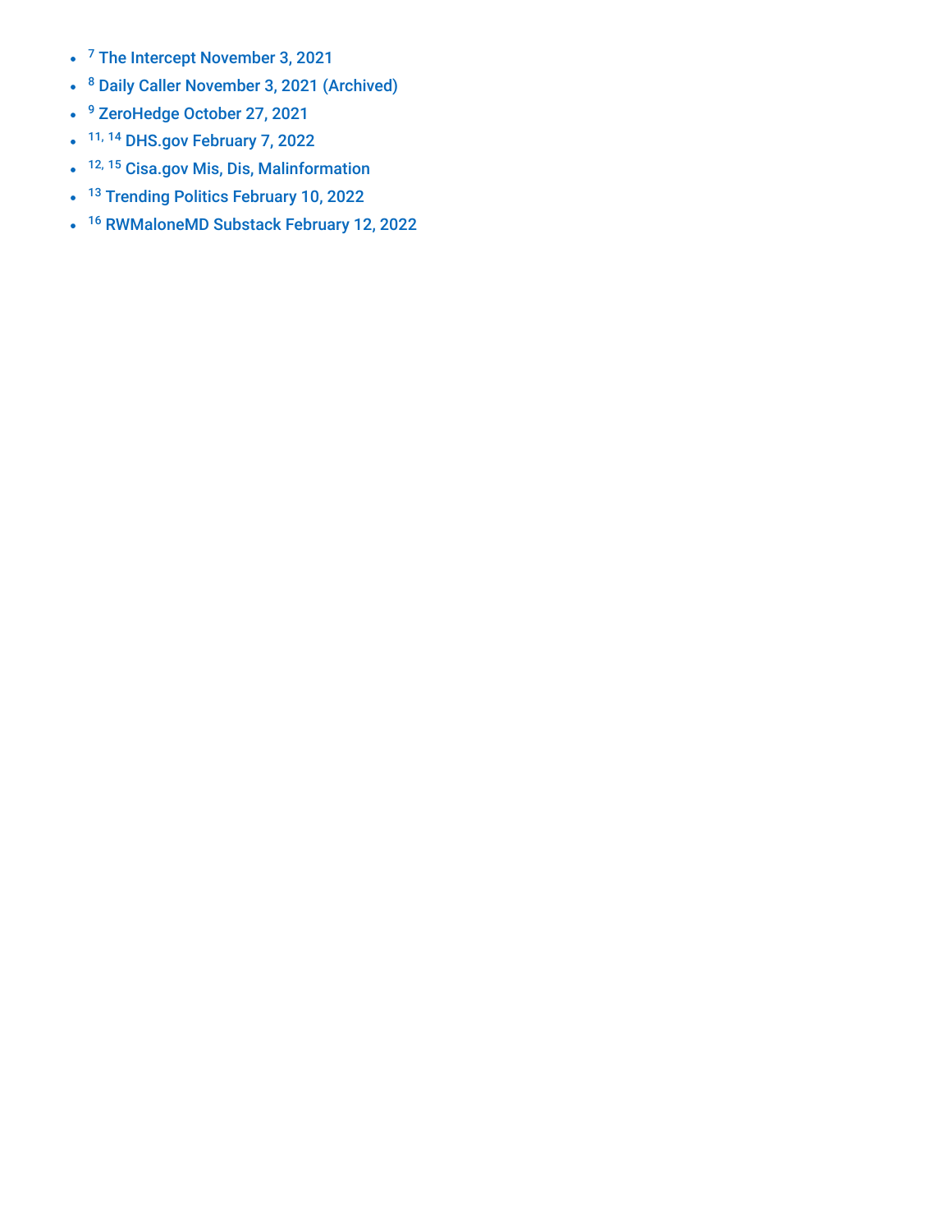- [7] The Intercept November 3, 2021
- [8] Daily Caller November 3, 2021 (Archived)
- [9] ZeroHedge October 27, 2021
- [11, 14] DHS.gov February 7, 2022
- [12, 15] Cisa.gov Mis, Dis, Malinformation
- [13] Trending Politics February 10, 2022
- [16] RWMaloneMD Substack February 12, 2022